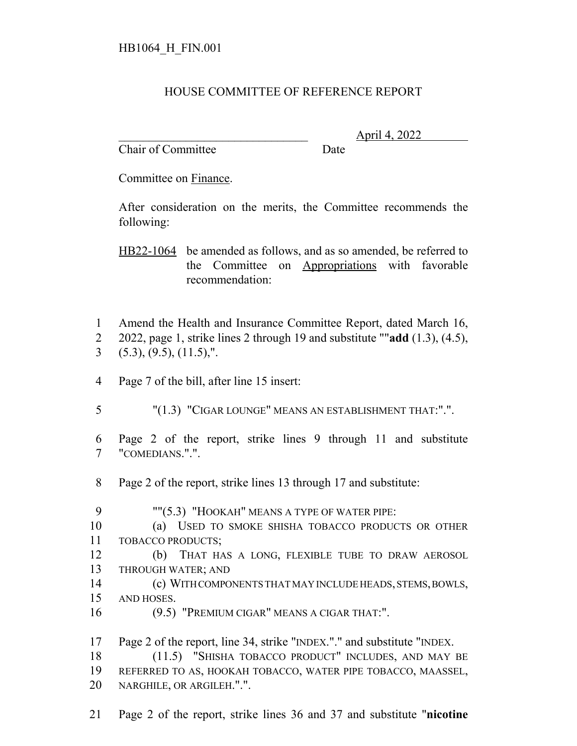HB1064_H_FIN.001

# HOUSE COMMITTEE OF REFERENCE REPORT

________________________________ April 4, 2022
Chair of Committee Date

Committee on Finance.

After consideration on the merits, the Committee recommends the following:

HB22-1064 be amended as follows, and as so amended, be referred to the Committee on Appropriations with favorable recommendation:

1 Amend the Health and Insurance Committee Report, dated March 16,
2 2022, page 1, strike lines 2 through 19 and substitute ""**add** (1.3), (4.5),
3 (5.3), (9.5), (11.5),".

4 Page 7 of the bill, after line 15 insert:

5 "(1.3) "CIGAR LOUNGE" MEANS AN ESTABLISHMENT THAT:".".

6 Page 2 of the report, strike lines 9 through 11 and substitute
7 "COMEDIANS.".".

8 Page 2 of the report, strike lines 13 through 17 and substitute:

9 ""(5.3) "HOOKAH" MEANS A TYPE OF WATER PIPE:
10 (a) USED TO SMOKE SHISHA TOBACCO PRODUCTS OR OTHER
11 TOBACCO PRODUCTS;
12 (b) THAT HAS A LONG, FLEXIBLE TUBE TO DRAW AEROSOL
13 THROUGH WATER; AND
14 (c) WITH COMPONENTS THAT MAY INCLUDE HEADS, STEMS, BOWLS,
15 AND HOSES.
16 (9.5) "PREMIUM CIGAR" MEANS A CIGAR THAT:".

17 Page 2 of the report, line 34, strike "INDEX."." and substitute "INDEX.
18 (11.5) "SHISHA TOBACCO PRODUCT" INCLUDES, AND MAY BE
19 REFERRED TO AS, HOOKAH TOBACCO, WATER PIPE TOBACCO, MAASSEL,
20 NARGHILE, OR ARGILEH.".".

21 Page 2 of the report, strike lines 36 and 37 and substitute "**nicotine**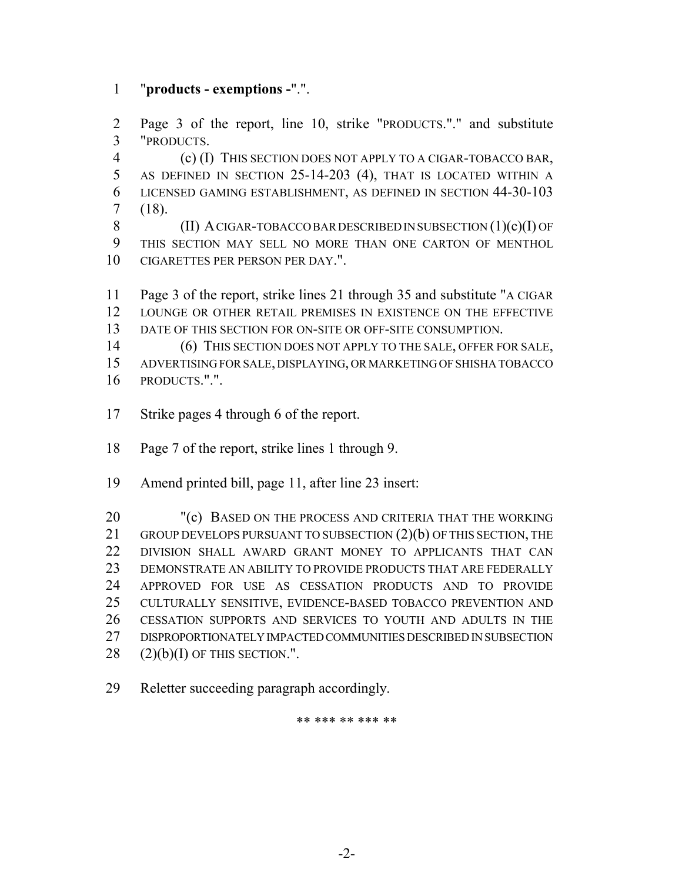"**products - exemptions -**".".

Page 3 of the report, line 10, strike "PRODUCTS."." and substitute "PRODUCTS.

(c) (I) THIS SECTION DOES NOT APPLY TO A CIGAR-TOBACCO BAR, AS DEFINED IN SECTION 25-14-203 (4), THAT IS LOCATED WITHIN A LICENSED GAMING ESTABLISHMENT, AS DEFINED IN SECTION 44-30-103 (18).

(II) A CIGAR-TOBACCO BAR DESCRIBED IN SUBSECTION (1)(c)(I) OF THIS SECTION MAY SELL NO MORE THAN ONE CARTON OF MENTHOL CIGARETTES PER PERSON PER DAY.".

Page 3 of the report, strike lines 21 through 35 and substitute "A CIGAR LOUNGE OR OTHER RETAIL PREMISES IN EXISTENCE ON THE EFFECTIVE DATE OF THIS SECTION FOR ON-SITE OR OFF-SITE CONSUMPTION.

(6) THIS SECTION DOES NOT APPLY TO THE SALE, OFFER FOR SALE, ADVERTISING FOR SALE, DISPLAYING, OR MARKETING OF SHISHA TOBACCO PRODUCTS.".".

Strike pages 4 through 6 of the report.

Page 7 of the report, strike lines 1 through 9.

Amend printed bill, page 11, after line 23 insert:

"(c) BASED ON THE PROCESS AND CRITERIA THAT THE WORKING GROUP DEVELOPS PURSUANT TO SUBSECTION (2)(b) OF THIS SECTION, THE DIVISION SHALL AWARD GRANT MONEY TO APPLICANTS THAT CAN DEMONSTRATE AN ABILITY TO PROVIDE PRODUCTS THAT ARE FEDERALLY APPROVED FOR USE AS CESSATION PRODUCTS AND TO PROVIDE CULTURALLY SENSITIVE, EVIDENCE-BASED TOBACCO PREVENTION AND CESSATION SUPPORTS AND SERVICES TO YOUTH AND ADULTS IN THE DISPROPORTIONATELY IMPACTED COMMUNITIES DESCRIBED IN SUBSECTION (2)(b)(I) OF THIS SECTION.".

Reletter succeeding paragraph accordingly.

** *** ** *** **